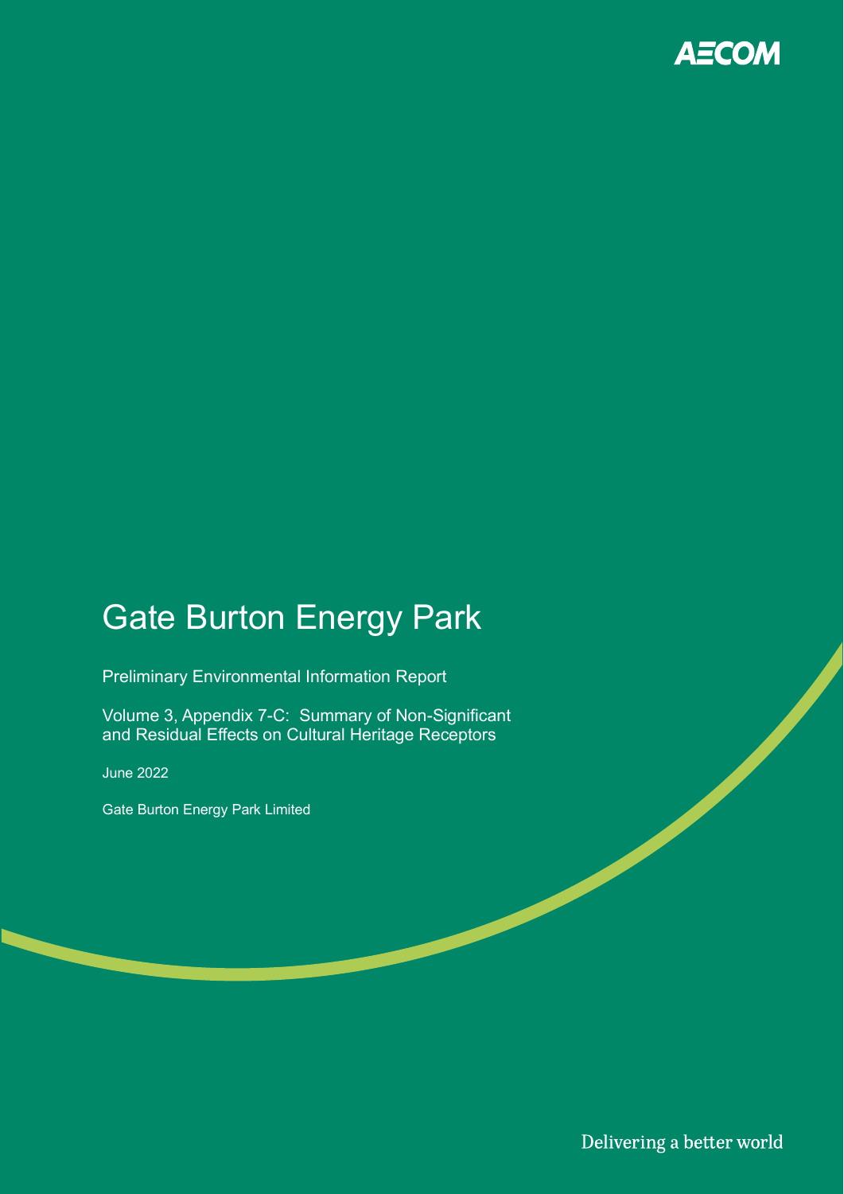AECOM

# Gate Burton Energy Park

Preliminary Environmental Information Report

Volume 3, Appendix 7-C: Summary of Non-Significant and Residual Effects on Cultural Heritage Receptors

June 2022

Gate Burton Energy Park Limited

Delivering a better world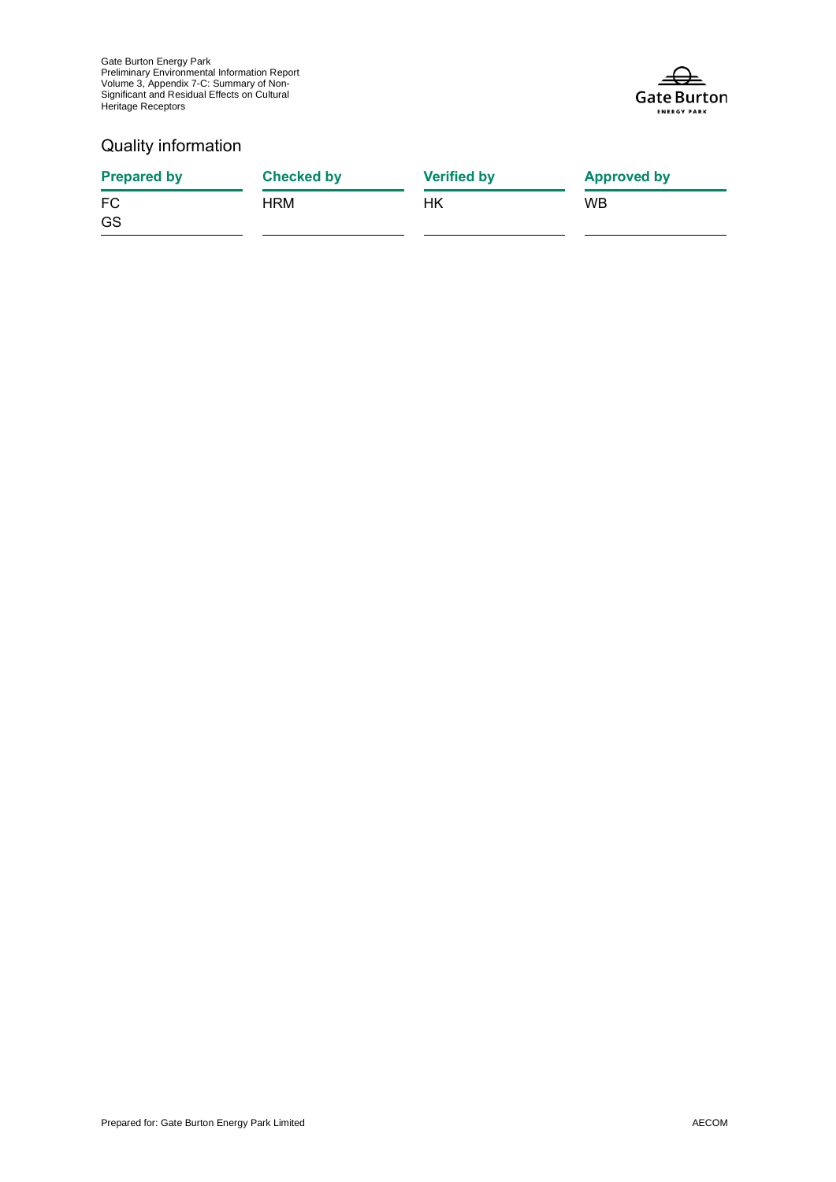## Quality information

| Prepared by | Checked by | Verified by | Approved by |
| --- | --- | --- | --- |
| FC<br>GS | HRM | HK | WB |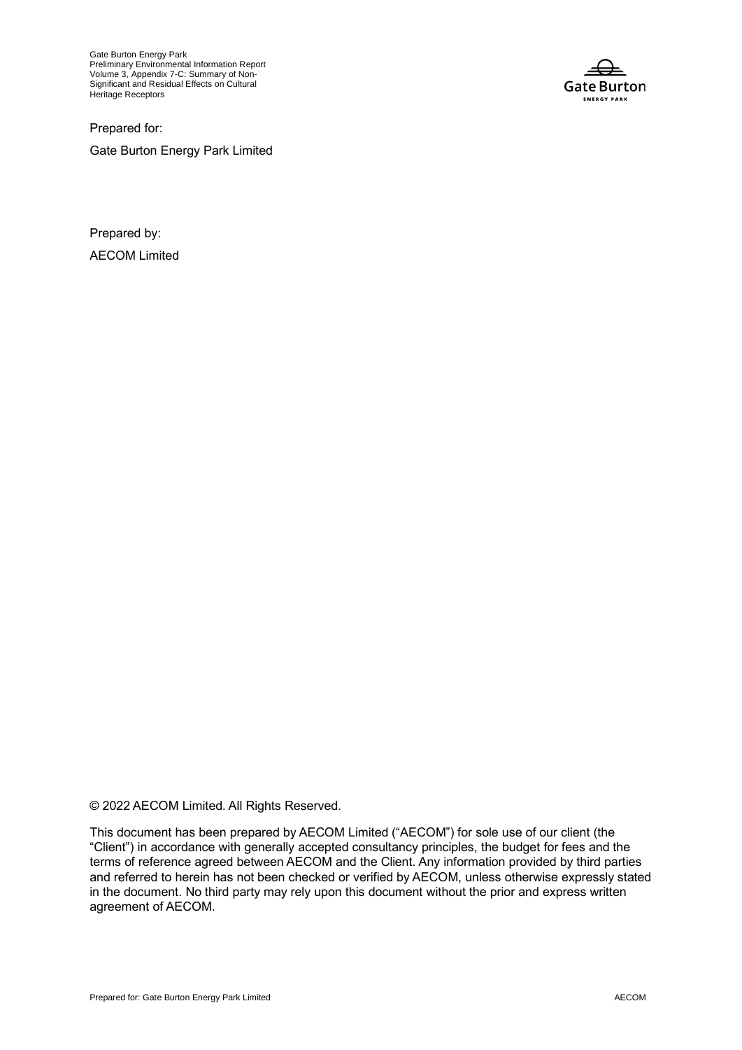Prepared for:

Gate Burton Energy Park Limited

Prepared by:

AECOM Limited

© 2022 AECOM Limited. All Rights Reserved.

This document has been prepared by AECOM Limited ("AECOM") for sole use of our client (the "Client") in accordance with generally accepted consultancy principles, the budget for fees and the terms of reference agreed between AECOM and the Client. Any information provided by third parties and referred to herein has not been checked or verified by AECOM, unless otherwise expressly stated in the document. No third party may rely upon this document without the prior and express written agreement of AECOM.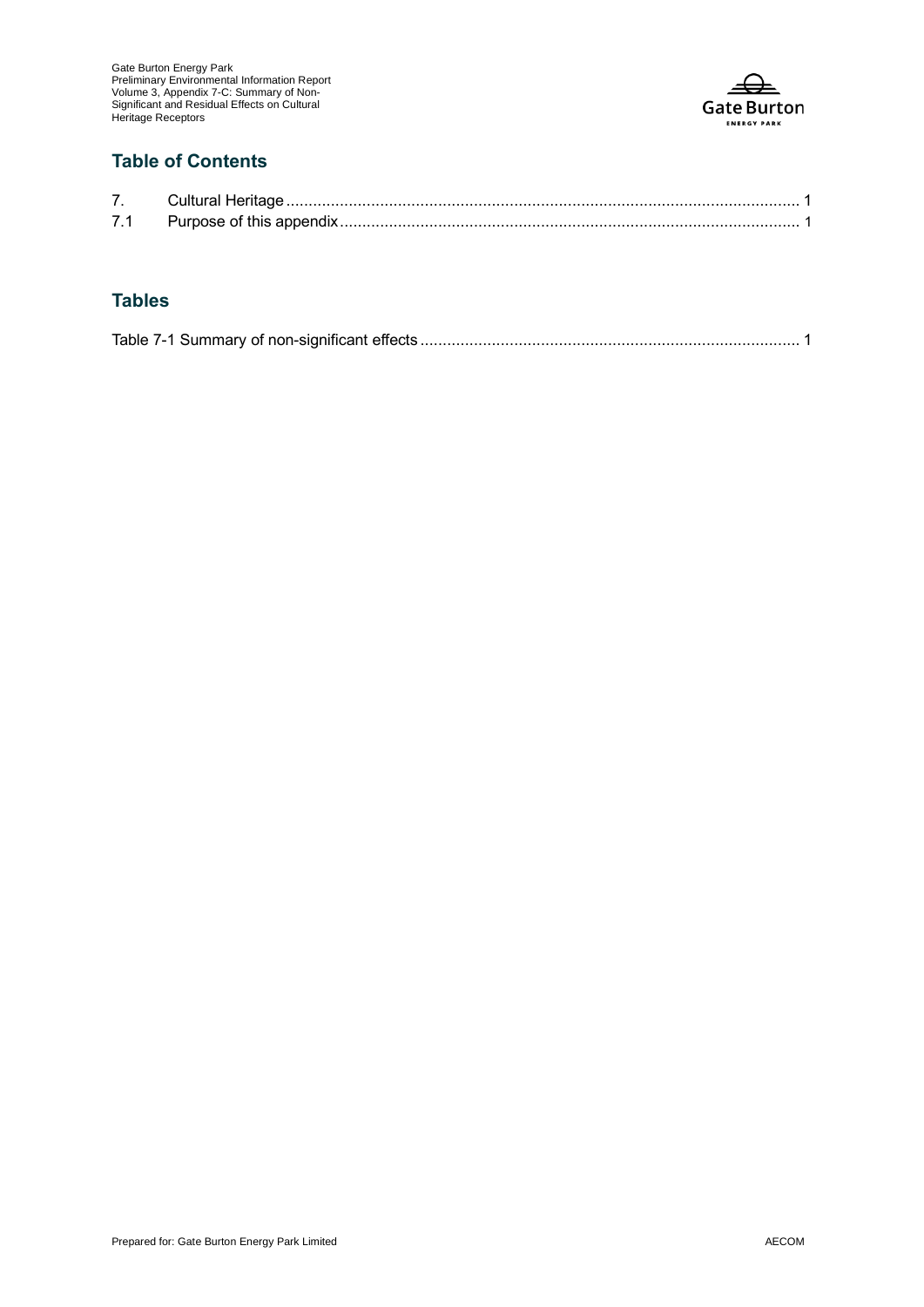## Table of Contents

7. Cultural Heritage ................................................................................................................ 1
7.1 Purpose of this appendix ..................................................................................................... 1

## Tables

Table 7-1 Summary of non-significant effects .................................................................................... 1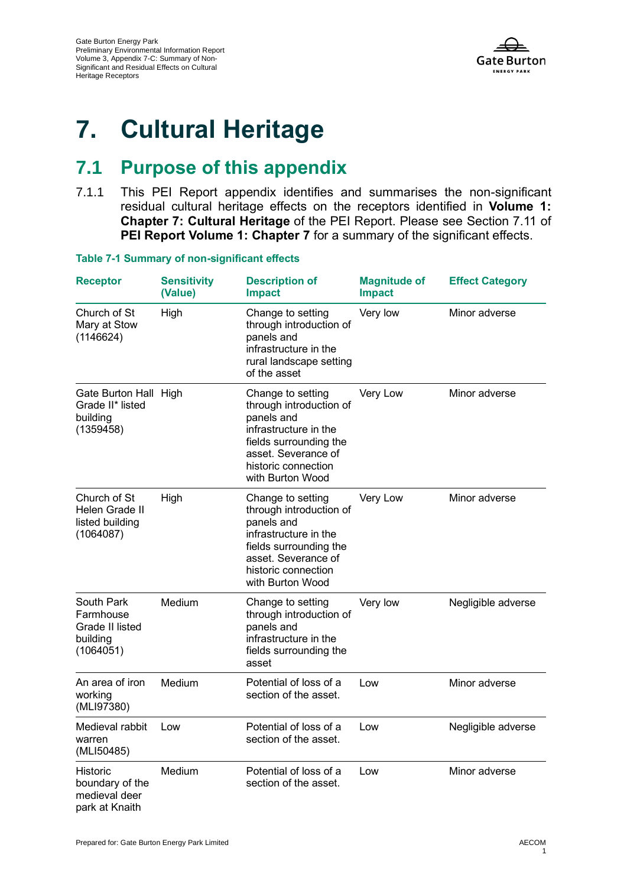# 7. Cultural Heritage

## 7.1 Purpose of this appendix

7.1.1 This PEI Report appendix identifies and summarises the non-significant residual cultural heritage effects on the receptors identified in **Volume 1: Chapter 7: Cultural Heritage** of the PEI Report. Please see Section 7.11 of **PEI Report Volume 1: Chapter 7** for a summary of the significant effects.

**Table 7-1 Summary of non-significant effects**

| Receptor | Sensitivity (Value) | Description of Impact | Magnitude of Impact | Effect Category |
|---|---|---|---|---|
| Church of St Mary at Stow (1146624) | High | Change to setting through introduction of panels and infrastructure in the rural landscape setting of the asset | Very low | Minor adverse |
| Gate Burton Hall Grade II* listed building (1359458) | High | Change to setting through introduction of panels and infrastructure in the fields surrounding the asset. Severance of historic connection with Burton Wood | Very Low | Minor adverse |
| Church of St Helen Grade II listed building (1064087) | High | Change to setting through introduction of panels and infrastructure in the fields surrounding the asset. Severance of historic connection with Burton Wood | Very Low | Minor adverse |
| South Park Farmhouse Grade II listed building (1064051) | Medium | Change to setting through introduction of panels and infrastructure in the fields surrounding the asset | Very low | Negligible adverse |
| An area of iron working (MLI97380) | Medium | Potential of loss of a section of the asset. | Low | Minor adverse |
| Medieval rabbit warren (MLI50485) | Low | Potential of loss of a section of the asset. | Low | Negligible adverse |
| Historic boundary of the medieval deer park at Knaith | Medium | Potential of loss of a section of the asset. | Low | Minor adverse |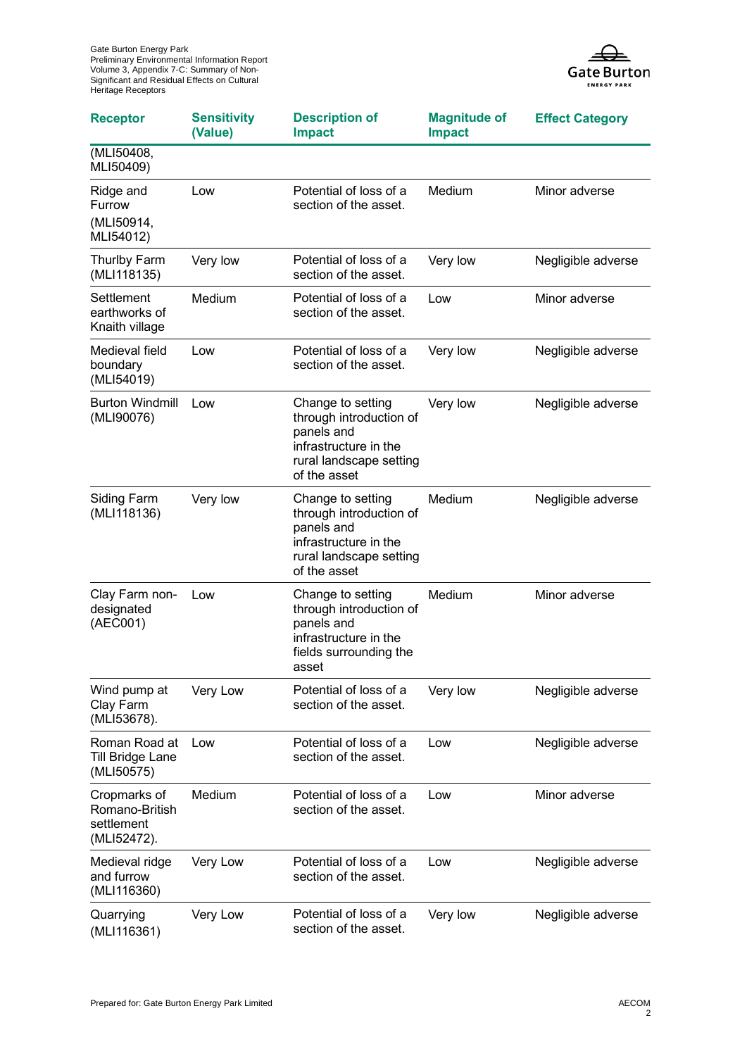| Receptor | Sensitivity (Value) | Description of Impact | Magnitude of Impact | Effect Category |
|---|---|---|---|---|
| (MLI50408, MLI50409) | | | | |
| Ridge and Furrow (MLI50914, MLI54012) | Low | Potential of loss of a section of the asset. | Medium | Minor adverse |
| Thurlby Farm (MLI118135) | Very low | Potential of loss of a section of the asset. | Very low | Negligible adverse |
| Settlement earthworks of Knaith village | Medium | Potential of loss of a section of the asset. | Low | Minor adverse |
| Medieval field boundary (MLI54019) | Low | Potential of loss of a section of the asset. | Very low | Negligible adverse |
| Burton Windmill (MLI90076) | Low | Change to setting through introduction of panels and infrastructure in the rural landscape setting of the asset | Very low | Negligible adverse |
| Siding Farm (MLI118136) | Very low | Change to setting through introduction of panels and infrastructure in the rural landscape setting of the asset | Medium | Negligible adverse |
| Clay Farm non-designated (AEC001) | Low | Change to setting through introduction of panels and infrastructure in the fields surrounding the asset | Medium | Minor adverse |
| Wind pump at Clay Farm (MLI53678). | Very Low | Potential of loss of a section of the asset. | Very low | Negligible adverse |
| Roman Road at Till Bridge Lane (MLI50575) | Low | Potential of loss of a section of the asset. | Low | Negligible adverse |
| Cropmarks of Romano-British settlement (MLI52472). | Medium | Potential of loss of a section of the asset. | Low | Minor adverse |
| Medieval ridge and furrow (MLI116360) | Very Low | Potential of loss of a section of the asset. | Low | Negligible adverse |
| Quarrying (MLI116361) | Very Low | Potential of loss of a section of the asset. | Very low | Negligible adverse |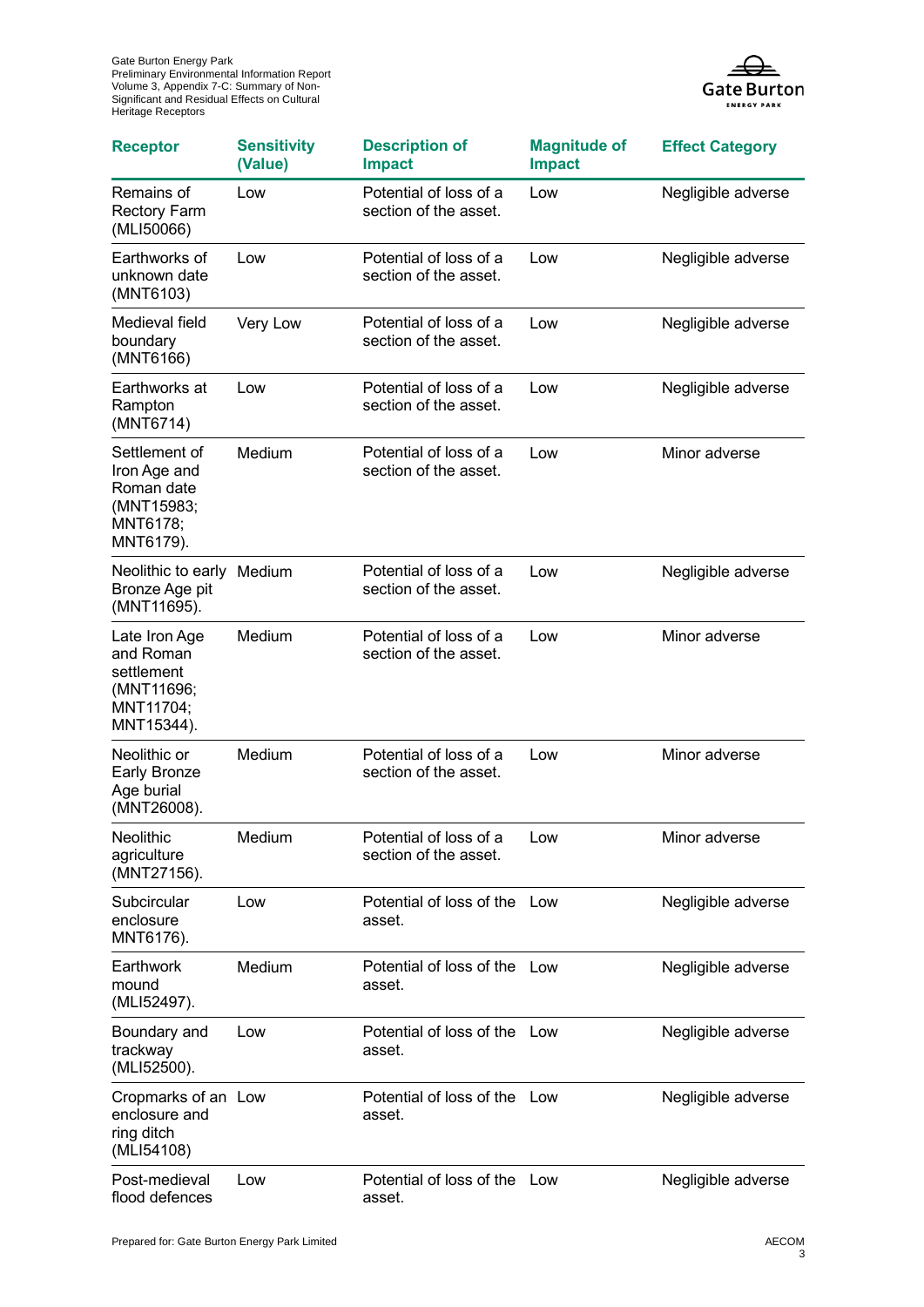| Receptor | Sensitivity (Value) | Description of Impact | Magnitude of Impact | Effect Category |
|---|---|---|---|---|
| Remains of Rectory Farm (MLI50066) | Low | Potential of loss of a section of the asset. | Low | Negligible adverse |
| Earthworks of unknown date (MNT6103) | Low | Potential of loss of a section of the asset. | Low | Negligible adverse |
| Medieval field boundary (MNT6166) | Very Low | Potential of loss of a section of the asset. | Low | Negligible adverse |
| Earthworks at Rampton (MNT6714) | Low | Potential of loss of a section of the asset. | Low | Negligible adverse |
| Settlement of Iron Age and Roman date (MNT15983; MNT6178; MNT6179). | Medium | Potential of loss of a section of the asset. | Low | Minor adverse |
| Neolithic to early Bronze Age pit (MNT11695). | Medium | Potential of loss of a section of the asset. | Low | Negligible adverse |
| Late Iron Age and Roman settlement (MNT11696; MNT11704; MNT15344). | Medium | Potential of loss of a section of the asset. | Low | Minor adverse |
| Neolithic or Early Bronze Age burial (MNT26008). | Medium | Potential of loss of a section of the asset. | Low | Minor adverse |
| Neolithic agriculture (MNT27156). | Medium | Potential of loss of a section of the asset. | Low | Minor adverse |
| Subcircular enclosure MNT6176). | Low | Potential of loss of the asset. | Low | Negligible adverse |
| Earthwork mound (MLI52497). | Medium | Potential of loss of the asset. | Low | Negligible adverse |
| Boundary and trackway (MLI52500). | Low | Potential of loss of the asset. | Low | Negligible adverse |
| Cropmarks of an enclosure and ring ditch (MLI54108) | Low | Potential of loss of the asset. | Low | Negligible adverse |
| Post-medieval flood defences | Low | Potential of loss of the asset. | Low | Negligible adverse |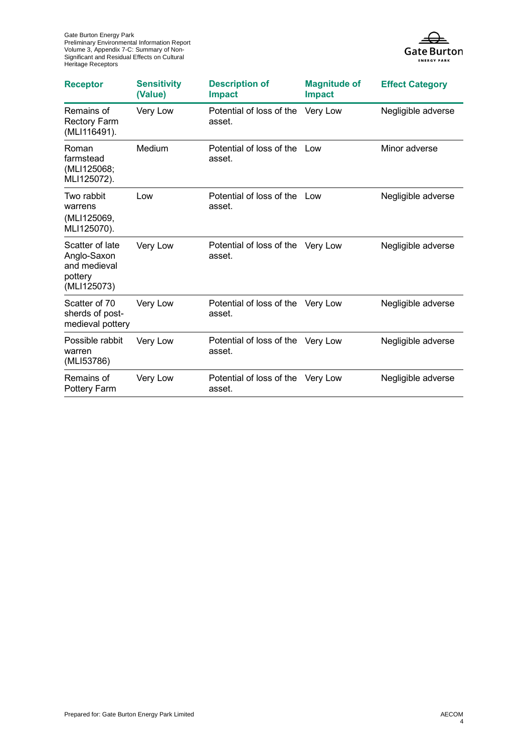| Receptor | Sensitivity (Value) | Description of Impact | Magnitude of Impact | Effect Category |
|---|---|---|---|---|
| Remains of Rectory Farm (MLI116491). | Very Low | Potential of loss of the asset. | Very Low | Negligible adverse |
| Roman farmstead (MLI125068; MLI125072). | Medium | Potential of loss of the asset. | Low | Minor adverse |
| Two rabbit warrens (MLI125069, MLI125070). | Low | Potential of loss of the asset. | Low | Negligible adverse |
| Scatter of late Anglo-Saxon and medieval pottery (MLI125073) | Very Low | Potential of loss of the asset. | Very Low | Negligible adverse |
| Scatter of 70 sherds of post-medieval pottery | Very Low | Potential of loss of the asset. | Very Low | Negligible adverse |
| Possible rabbit warren (MLI53786) | Very Low | Potential of loss of the asset. | Very Low | Negligible adverse |
| Remains of Pottery Farm | Very Low | Potential of loss of the asset. | Very Low | Negligible adverse |